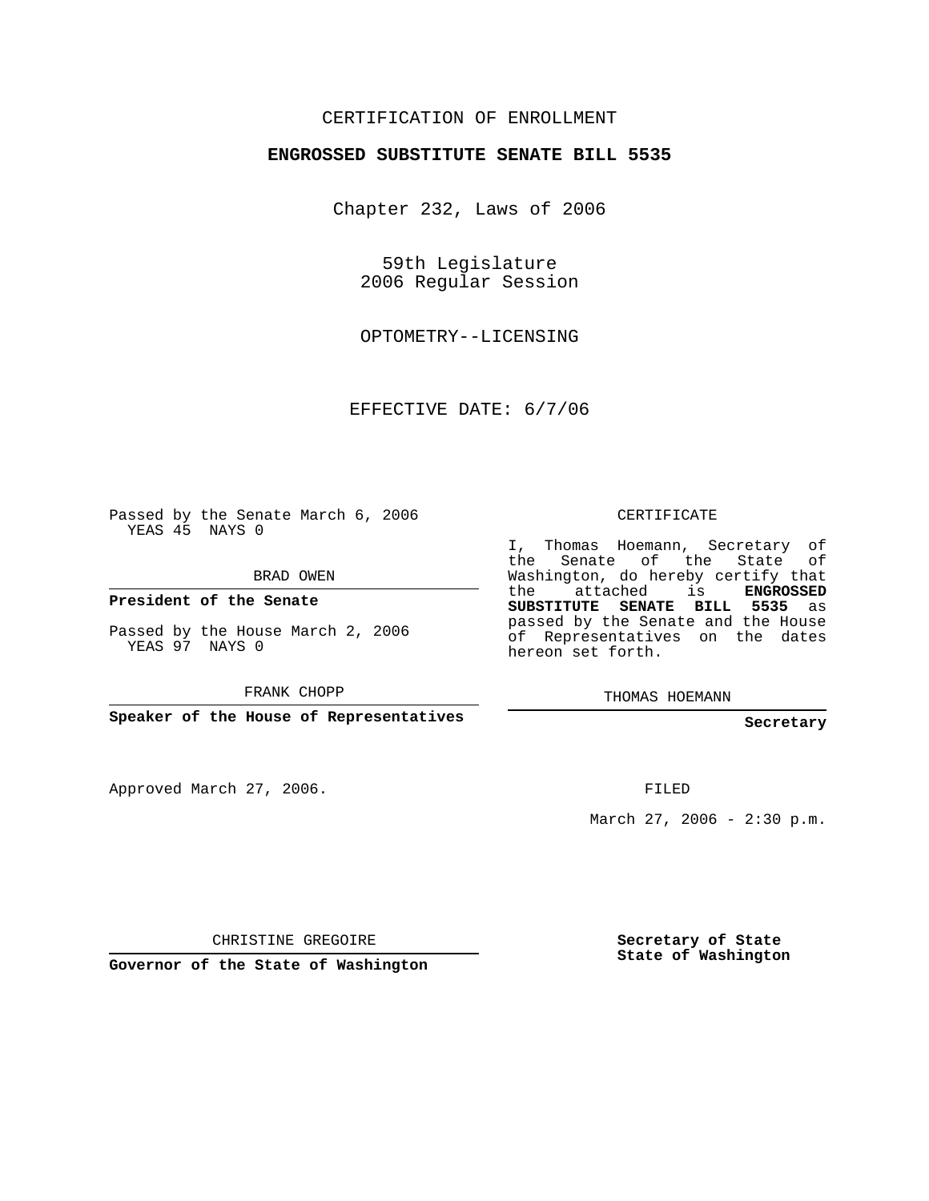CERTIFICATION OF ENROLLMENT

**ENGROSSED SUBSTITUTE SENATE BILL 5535**

Chapter 232, Laws of 2006

59th Legislature
2006 Regular Session

OPTOMETRY--LICENSING

EFFECTIVE DATE: 6/7/06

Passed by the Senate March 6, 2006
YEAS 45 NAYS 0

BRAD OWEN

**President of the Senate**

Passed by the House March 2, 2006
YEAS 97 NAYS 0

FRANK CHOPP

**Speaker of the House of Representatives**

Approved March 27, 2006.

CHRISTINE GREGOIRE

**Governor of the State of Washington**

CERTIFICATE

I, Thomas Hoemann, Secretary of the Senate of the State of Washington, do hereby certify that the attached is **ENGROSSED SUBSTITUTE SENATE BILL 5535** as passed by the Senate and the House of Representatives on the dates hereon set forth.

THOMAS HOEMANN

**Secretary**

FILED

March 27, 2006 - 2:30 p.m.

**Secretary of State**
**State of Washington**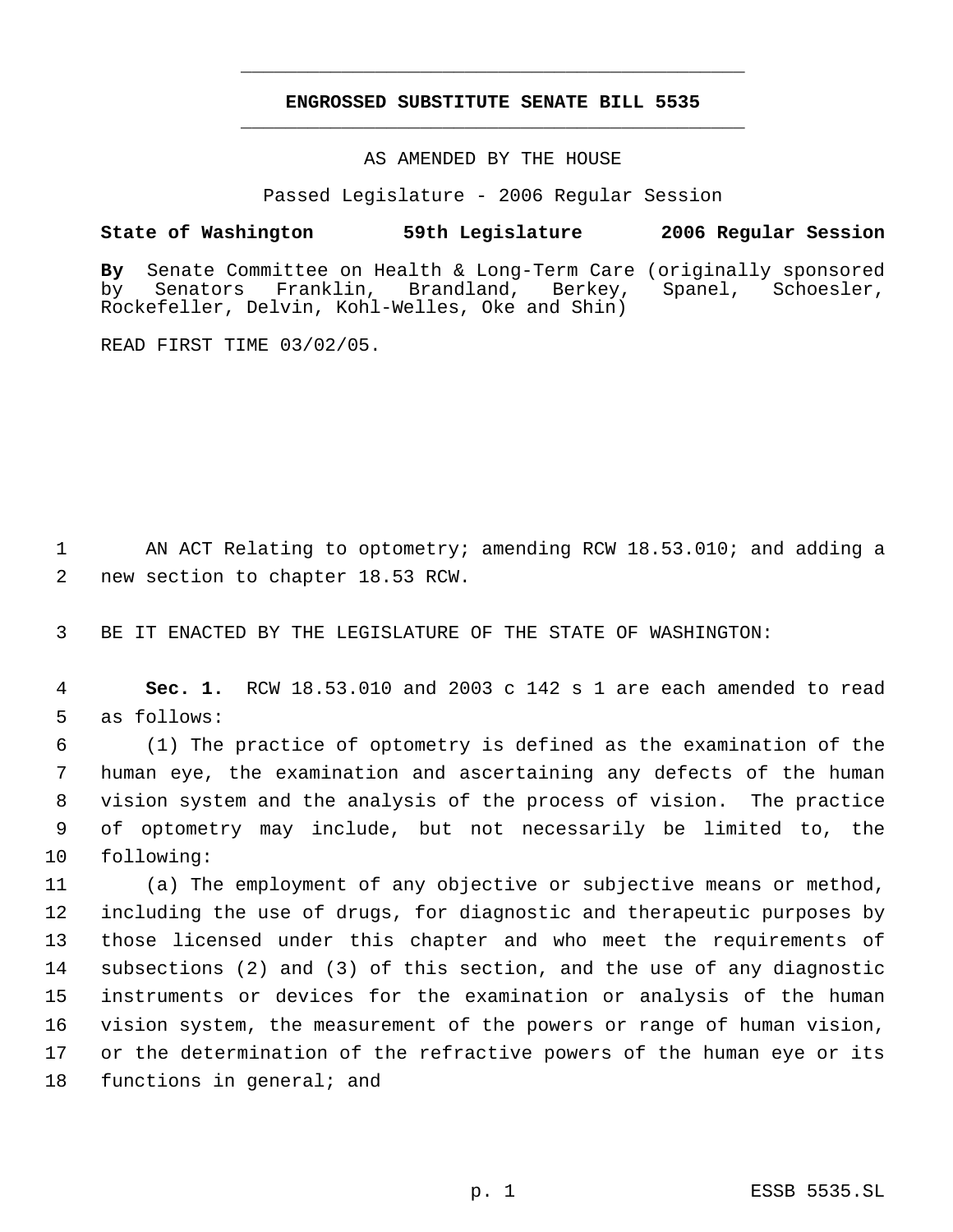**ENGROSSED SUBSTITUTE SENATE BILL 5535**

AS AMENDED BY THE HOUSE

Passed Legislature - 2006 Regular Session

**State of Washington 59th Legislature 2006 Regular Session**

**By** Senate Committee on Health & Long-Term Care (originally sponsored by Senators Franklin, Brandland, Berkey, Spanel, Schoesler, Rockefeller, Delvin, Kohl-Welles, Oke and Shin)

READ FIRST TIME 03/02/05.

1 AN ACT Relating to optometry; amending RCW 18.53.010; and adding a
2 new section to chapter 18.53 RCW.

3 BE IT ENACTED BY THE LEGISLATURE OF THE STATE OF WASHINGTON:

4 **Sec. 1.** RCW 18.53.010 and 2003 c 142 s 1 are each amended to read
5 as follows:

6 (1) The practice of optometry is defined as the examination of the
7 human eye, the examination and ascertaining any defects of the human
8 vision system and the analysis of the process of vision. The practice
9 of optometry may include, but not necessarily be limited to, the
10 following:

11 (a) The employment of any objective or subjective means or method,
12 including the use of drugs, for diagnostic and therapeutic purposes by
13 those licensed under this chapter and who meet the requirements of
14 subsections (2) and (3) of this section, and the use of any diagnostic
15 instruments or devices for the examination or analysis of the human
16 vision system, the measurement of the powers or range of human vision,
17 or the determination of the refractive powers of the human eye or its
18 functions in general; and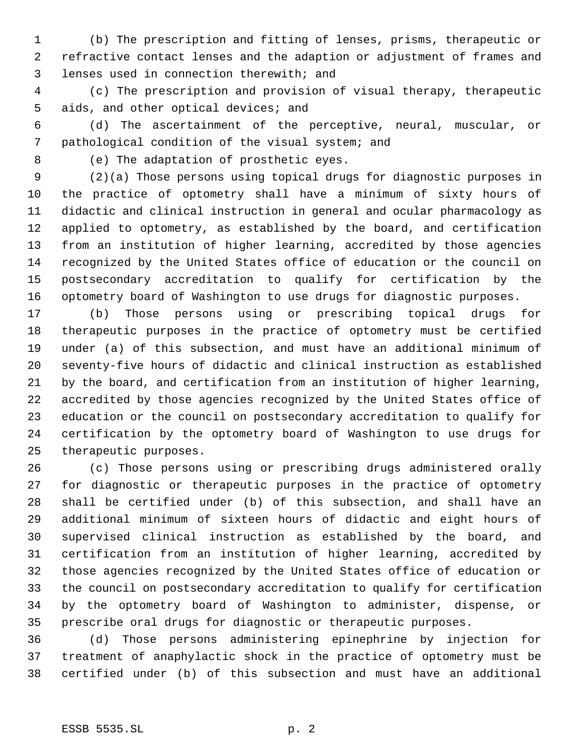(b) The prescription and fitting of lenses, prisms, therapeutic or refractive contact lenses and the adaption or adjustment of frames and lenses used in connection therewith; and

(c) The prescription and provision of visual therapy, therapeutic aids, and other optical devices; and

(d) The ascertainment of the perceptive, neural, muscular, or pathological condition of the visual system; and

(e) The adaptation of prosthetic eyes.

(2)(a) Those persons using topical drugs for diagnostic purposes in the practice of optometry shall have a minimum of sixty hours of didactic and clinical instruction in general and ocular pharmacology as applied to optometry, as established by the board, and certification from an institution of higher learning, accredited by those agencies recognized by the United States office of education or the council on postsecondary accreditation to qualify for certification by the optometry board of Washington to use drugs for diagnostic purposes.

(b) Those persons using or prescribing topical drugs for therapeutic purposes in the practice of optometry must be certified under (a) of this subsection, and must have an additional minimum of seventy-five hours of didactic and clinical instruction as established by the board, and certification from an institution of higher learning, accredited by those agencies recognized by the United States office of education or the council on postsecondary accreditation to qualify for certification by the optometry board of Washington to use drugs for therapeutic purposes.

(c) Those persons using or prescribing drugs administered orally for diagnostic or therapeutic purposes in the practice of optometry shall be certified under (b) of this subsection, and shall have an additional minimum of sixteen hours of didactic and eight hours of supervised clinical instruction as established by the board, and certification from an institution of higher learning, accredited by those agencies recognized by the United States office of education or the council on postsecondary accreditation to qualify for certification by the optometry board of Washington to administer, dispense, or prescribe oral drugs for diagnostic or therapeutic purposes.

(d) Those persons administering epinephrine by injection for treatment of anaphylactic shock in the practice of optometry must be certified under (b) of this subsection and must have an additional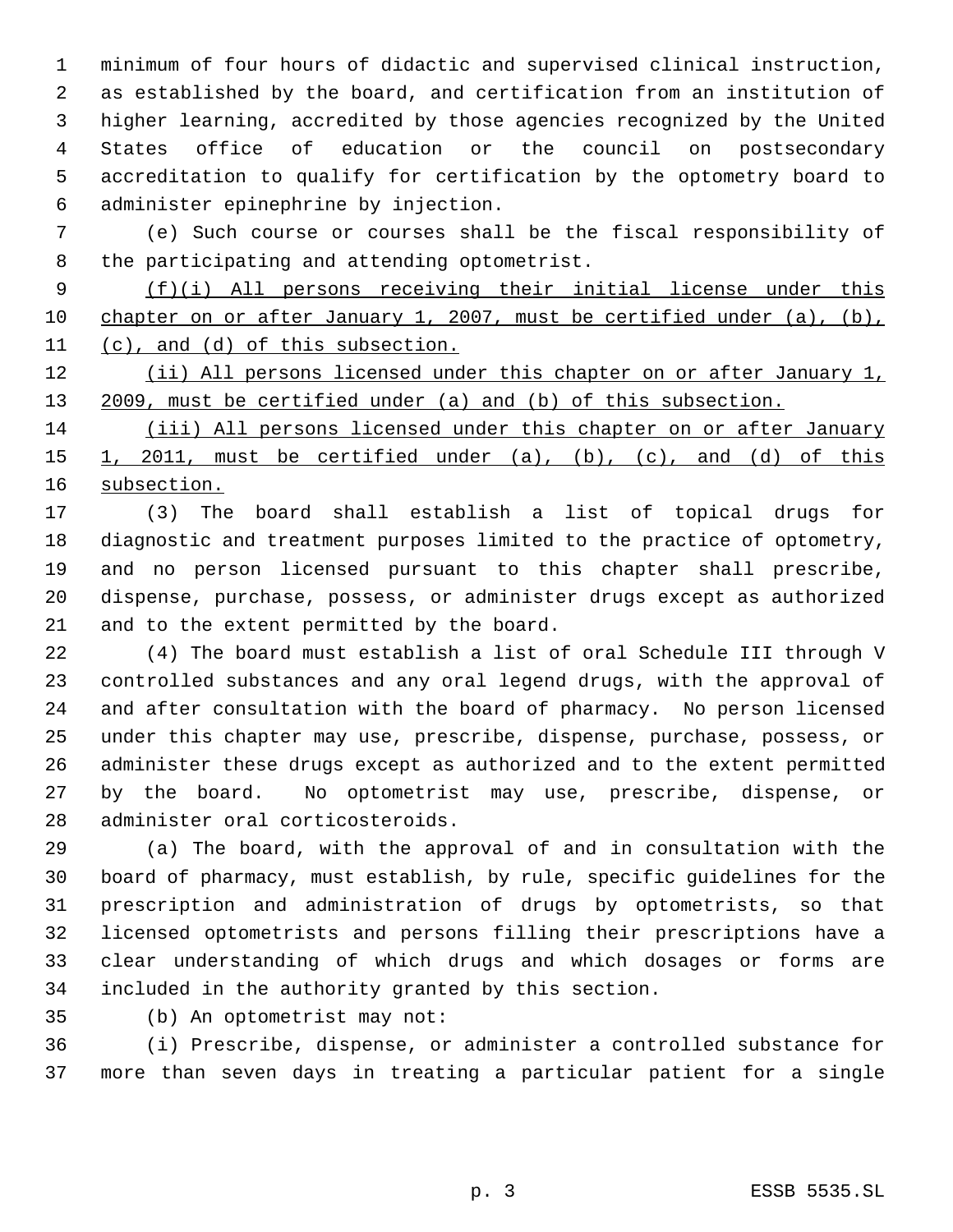minimum of four hours of didactic and supervised clinical instruction, as established by the board, and certification from an institution of higher learning, accredited by those agencies recognized by the United States office of education or the council on postsecondary accreditation to qualify for certification by the optometry board to administer epinephrine by injection.

(e) Such course or courses shall be the fiscal responsibility of the participating and attending optometrist.

<u>(f)(i) All persons receiving their initial license under this chapter on or after January 1, 2007, must be certified under (a), (b), (c), and (d) of this subsection.</u>

<u>(ii) All persons licensed under this chapter on or after January 1, 2009, must be certified under (a) and (b) of this subsection.</u>

<u>(iii) All persons licensed under this chapter on or after January 1, 2011, must be certified under (a), (b), (c), and (d) of this subsection.</u>

(3) The board shall establish a list of topical drugs for diagnostic and treatment purposes limited to the practice of optometry, and no person licensed pursuant to this chapter shall prescribe, dispense, purchase, possess, or administer drugs except as authorized and to the extent permitted by the board.

(4) The board must establish a list of oral Schedule III through V controlled substances and any oral legend drugs, with the approval of and after consultation with the board of pharmacy. No person licensed under this chapter may use, prescribe, dispense, purchase, possess, or administer these drugs except as authorized and to the extent permitted by the board. No optometrist may use, prescribe, dispense, or administer oral corticosteroids.

(a) The board, with the approval of and in consultation with the board of pharmacy, must establish, by rule, specific guidelines for the prescription and administration of drugs by optometrists, so that licensed optometrists and persons filling their prescriptions have a clear understanding of which drugs and which dosages or forms are included in the authority granted by this section.

(b) An optometrist may not:

(i) Prescribe, dispense, or administer a controlled substance for more than seven days in treating a particular patient for a single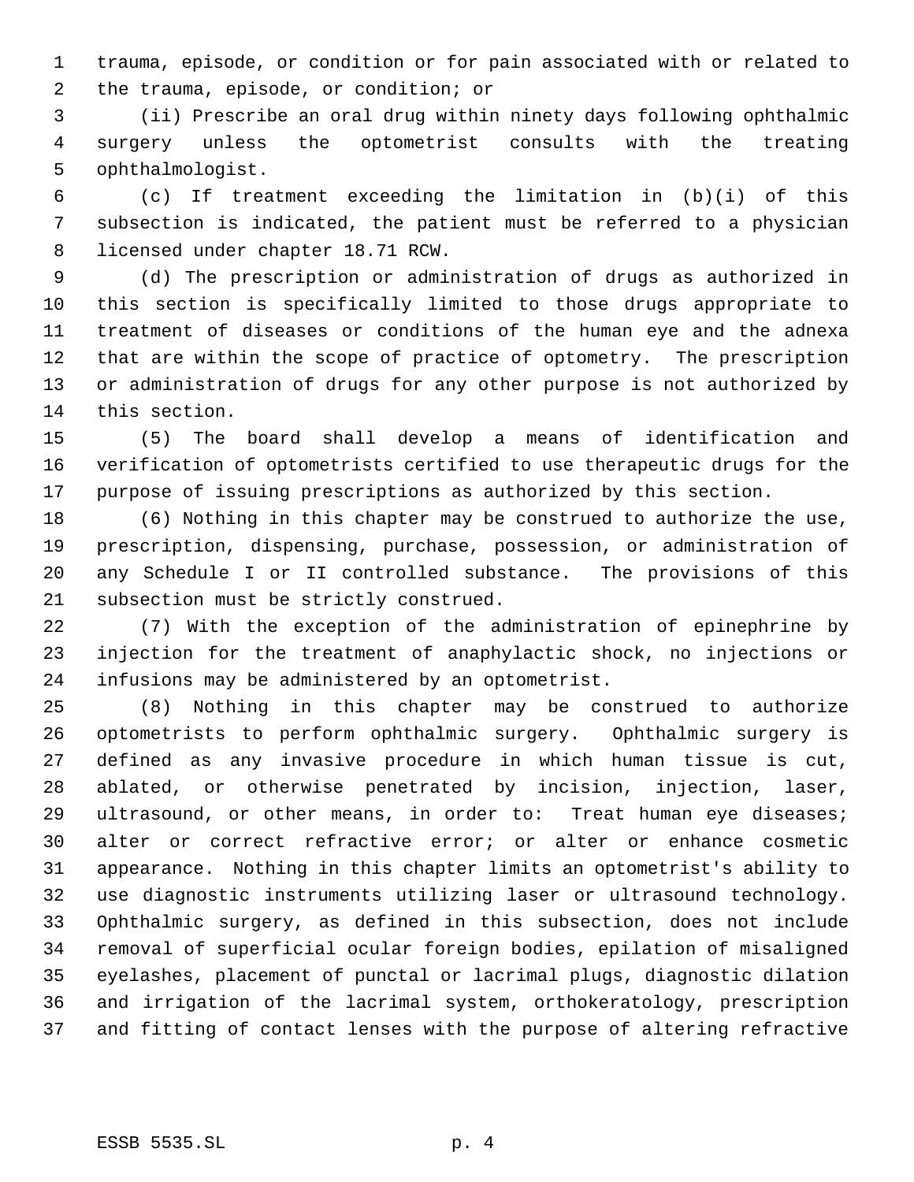trauma, episode, or condition or for pain associated with or related to the trauma, episode, or condition; or

(ii) Prescribe an oral drug within ninety days following ophthalmic surgery unless the optometrist consults with the treating ophthalmologist.

(c) If treatment exceeding the limitation in (b)(i) of this subsection is indicated, the patient must be referred to a physician licensed under chapter 18.71 RCW.

(d) The prescription or administration of drugs as authorized in this section is specifically limited to those drugs appropriate to treatment of diseases or conditions of the human eye and the adnexa that are within the scope of practice of optometry. The prescription or administration of drugs for any other purpose is not authorized by this section.

(5) The board shall develop a means of identification and verification of optometrists certified to use therapeutic drugs for the purpose of issuing prescriptions as authorized by this section.

(6) Nothing in this chapter may be construed to authorize the use, prescription, dispensing, purchase, possession, or administration of any Schedule I or II controlled substance. The provisions of this subsection must be strictly construed.

(7) With the exception of the administration of epinephrine by injection for the treatment of anaphylactic shock, no injections or infusions may be administered by an optometrist.

(8) Nothing in this chapter may be construed to authorize optometrists to perform ophthalmic surgery. Ophthalmic surgery is defined as any invasive procedure in which human tissue is cut, ablated, or otherwise penetrated by incision, injection, laser, ultrasound, or other means, in order to: Treat human eye diseases; alter or correct refractive error; or alter or enhance cosmetic appearance. Nothing in this chapter limits an optometrist's ability to use diagnostic instruments utilizing laser or ultrasound technology. Ophthalmic surgery, as defined in this subsection, does not include removal of superficial ocular foreign bodies, epilation of misaligned eyelashes, placement of punctal or lacrimal plugs, diagnostic dilation and irrigation of the lacrimal system, orthokeratology, prescription and fitting of contact lenses with the purpose of altering refractive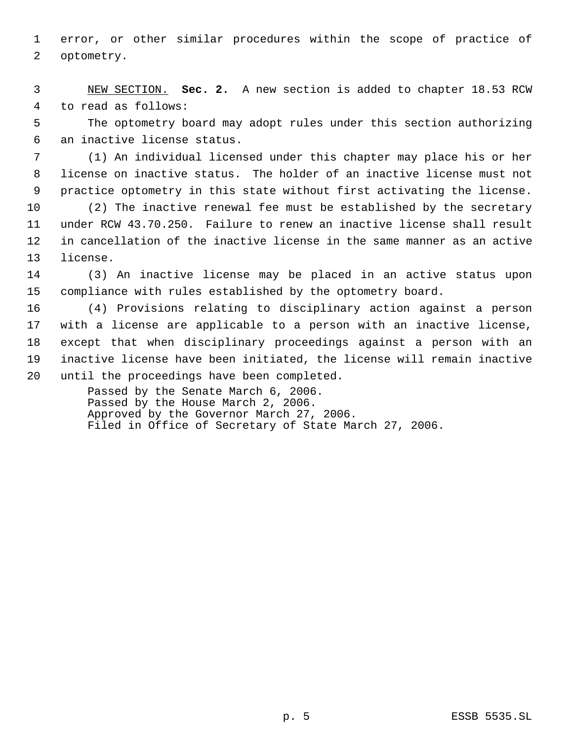error, or other similar procedures within the scope of practice of optometry.

NEW SECTION. **Sec. 2.** A new section is added to chapter 18.53 RCW to read as follows:

The optometry board may adopt rules under this section authorizing an inactive license status.

(1) An individual licensed under this chapter may place his or her license on inactive status. The holder of an inactive license must not practice optometry in this state without first activating the license.

(2) The inactive renewal fee must be established by the secretary under RCW 43.70.250. Failure to renew an inactive license shall result in cancellation of the inactive license in the same manner as an active license.

(3) An inactive license may be placed in an active status upon compliance with rules established by the optometry board.

(4) Provisions relating to disciplinary action against a person with a license are applicable to a person with an inactive license, except that when disciplinary proceedings against a person with an inactive license have been initiated, the license will remain inactive until the proceedings have been completed.

Passed by the Senate March 6, 2006.
Passed by the House March 2, 2006.
Approved by the Governor March 27, 2006.
Filed in Office of Secretary of State March 27, 2006.